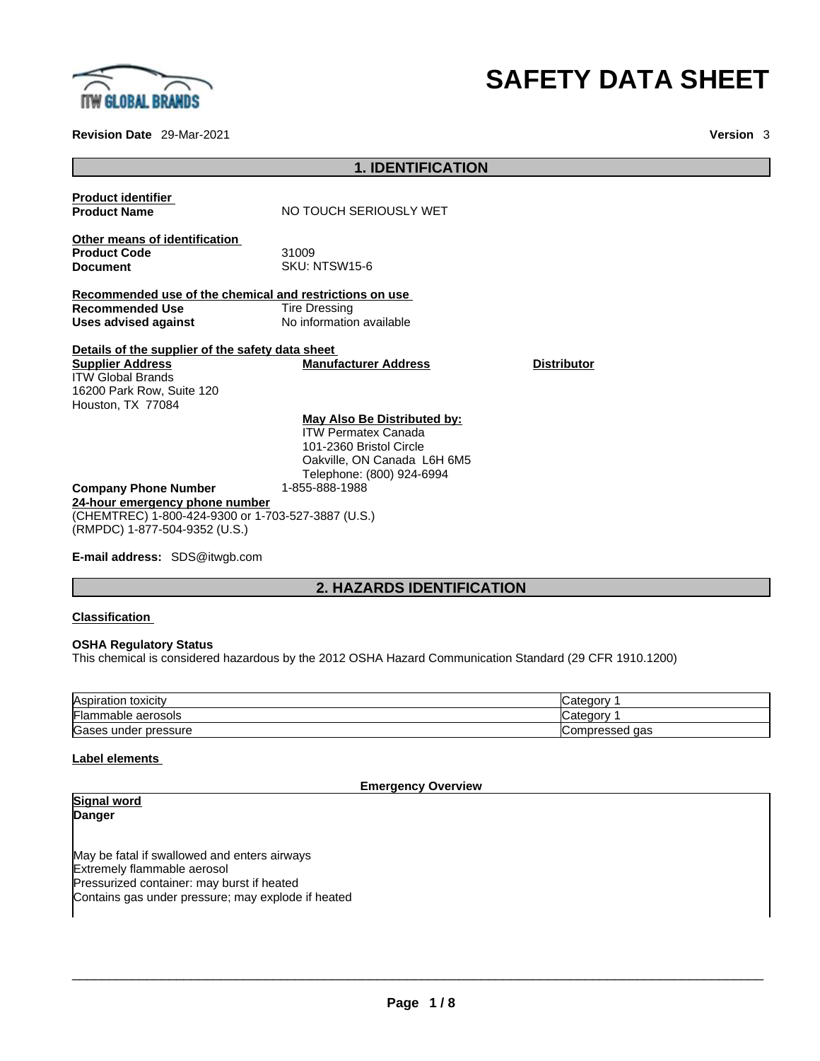# SAFETY DATA SHEET

**Revision Date** 29-Mar-2021 **Version** 3

## 1. IDENTIFICATION

**Product identifier**

**Product Name** NO TOUCH SERIOUSLY WET

**Other means of identification**

**Product Code** 31009

**Document** SKU: NTSW15-6

**Recommended use of the chemical and restrictions on use**

**Recommended Use** Tire Dressing

**Uses advised against** No information available

**Details of the supplier of the safety data sheet**

**Supplier Address**
ITW Global Brands
16200 Park Row, Suite 120
Houston, TX 77084

**Manufacturer Address**

**Distributor**

**May Also Be Distributed by:**
ITW Permatex Canada
101-2360 Bristol Circle
Oakville, ON Canada L6H 6M5
Telephone: (800) 924-6994

**Company Phone Number** 1-855-888-1988

**24-hour emergency phone number**
(CHEMTREC) 1-800-424-9300 or 1-703-527-3887 (U.S.)
(RMPDC) 1-877-504-9352 (U.S.)

**E-mail address:** SDS@itwgb.com

## 2. HAZARDS IDENTIFICATION

**Classification**

**OSHA Regulatory Status**
This chemical is considered hazardous by the 2012 OSHA Hazard Communication Standard (29 CFR 1910.1200)

| Hazard | Category |
| --- | --- |
| Aspiration toxicity | Category 1 |
| Flammable aerosols | Category 1 |
| Gases under pressure | Compressed gas |

**Label elements**

**Emergency Overview**

**Signal word**
**Danger**

May be fatal if swallowed and enters airways
Extremely flammable aerosol
Pressurized container: may burst if heated
Contains gas under pressure; may explode if heated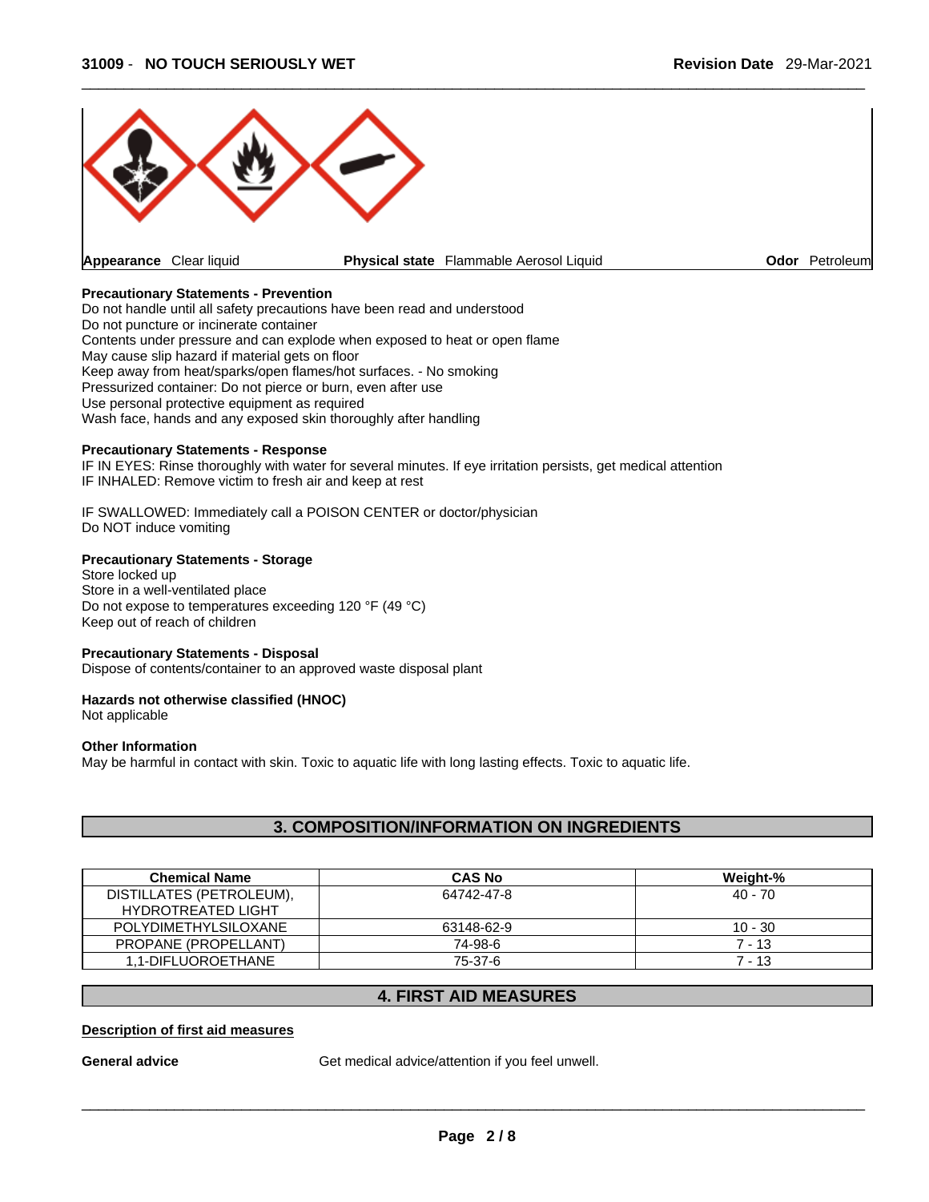**Appearance** Clear liquid **Physical state** Flammable Aerosol Liquid **Odor** Petroleum

**Precautionary Statements - Prevention**

Do not handle until all safety precautions have been read and understood
Do not puncture or incinerate container
Contents under pressure and can explode when exposed to heat or open flame
May cause slip hazard if material gets on floor
Keep away from heat/sparks/open flames/hot surfaces. - No smoking
Pressurized container: Do not pierce or burn, even after use
Use personal protective equipment as required
Wash face, hands and any exposed skin thoroughly after handling

**Precautionary Statements - Response**

IF IN EYES: Rinse thoroughly with water for several minutes. If eye irritation persists, get medical attention
IF INHALED: Remove victim to fresh air and keep at rest

IF SWALLOWED: Immediately call a POISON CENTER or doctor/physician
Do NOT induce vomiting

**Precautionary Statements - Storage**

Store locked up
Store in a well-ventilated place
Do not expose to temperatures exceeding 120 °F (49 °C)
Keep out of reach of children

**Precautionary Statements - Disposal**

Dispose of contents/container to an approved waste disposal plant

**Hazards not otherwise classified (HNOC)**

Not applicable

**Other Information**

May be harmful in contact with skin. Toxic to aquatic life with long lasting effects. Toxic to aquatic life.

## 3. COMPOSITION/INFORMATION ON INGREDIENTS

| Chemical Name | CAS No | Weight-% |
|---|---|---|
| DISTILLATES (PETROLEUM), HYDROTREATED LIGHT | 64742-47-8 | 40 - 70 |
| POLYDIMETHYLSILOXANE | 63148-62-9 | 10 - 30 |
| PROPANE (PROPELLANT) | 74-98-6 | 7 - 13 |
| 1,1-DIFLUOROETHANE | 75-37-6 | 7 - 13 |

## 4. FIRST AID MEASURES

**Description of first aid measures**

**General advice** Get medical advice/attention if you feel unwell.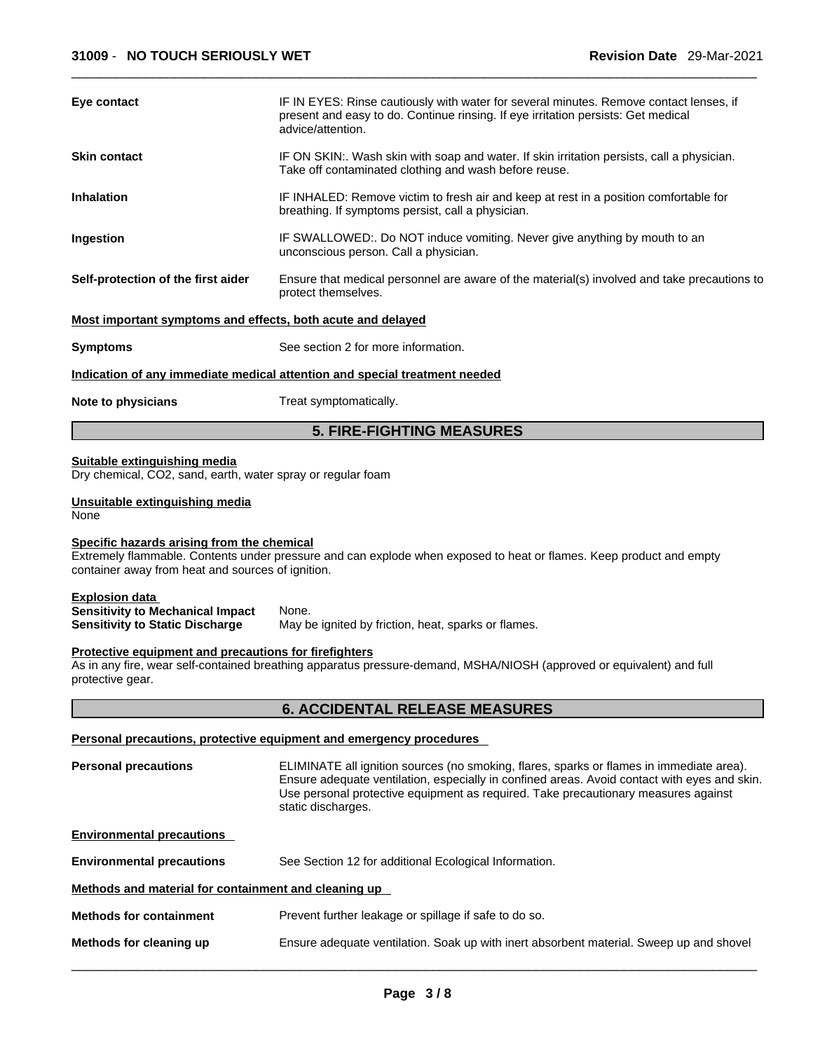| | |
|---|---|
| **Eye contact** | IF IN EYES: Rinse cautiously with water for several minutes. Remove contact lenses, if present and easy to do. Continue rinsing. If eye irritation persists: Get medical advice/attention. |
| **Skin contact** | IF ON SKIN:. Wash skin with soap and water. If skin irritation persists, call a physician. Take off contaminated clothing and wash before reuse. |
| **Inhalation** | IF INHALED: Remove victim to fresh air and keep at rest in a position comfortable for breathing. If symptoms persist, call a physician. |
| **Ingestion** | IF SWALLOWED:. Do NOT induce vomiting. Never give anything by mouth to an unconscious person. Call a physician. |
| **Self-protection of the first aider** | Ensure that medical personnel are aware of the material(s) involved and take precautions to protect themselves. |

**Most important symptoms and effects, both acute and delayed**

**Symptoms** See section 2 for more information.

**Indication of any immediate medical attention and special treatment needed**

**Note to physicians** Treat symptomatically.

## 5. FIRE-FIGHTING MEASURES

**Suitable extinguishing media**
Dry chemical, $CO_2$, sand, earth, water spray or regular foam

**Unsuitable extinguishing media**
None

**Specific hazards arising from the chemical**
Extremely flammable. Contents under pressure and can explode when exposed to heat or flames. Keep product and empty container away from heat and sources of ignition.

**Explosion data**
**Sensitivity to Mechanical Impact** None.
**Sensitivity to Static Discharge** May be ignited by friction, heat, sparks or flames.

**Protective equipment and precautions for firefighters**
As in any fire, wear self-contained breathing apparatus pressure-demand, MSHA/NIOSH (approved or equivalent) and full protective gear.

## 6. ACCIDENTAL RELEASE MEASURES

**Personal precautions, protective equipment and emergency procedures**

**Personal precautions** ELIMINATE all ignition sources (no smoking, flares, sparks or flames in immediate area). Ensure adequate ventilation, especially in confined areas. Avoid contact with eyes and skin. Use personal protective equipment as required. Take precautionary measures against static discharges.

**Environmental precautions**

**Environmental precautions** See Section 12 for additional Ecological Information.

**Methods and material for containment and cleaning up**

**Methods for containment** Prevent further leakage or spillage if safe to do so.

**Methods for cleaning up** Ensure adequate ventilation. Soak up with inert absorbent material. Sweep up and shovel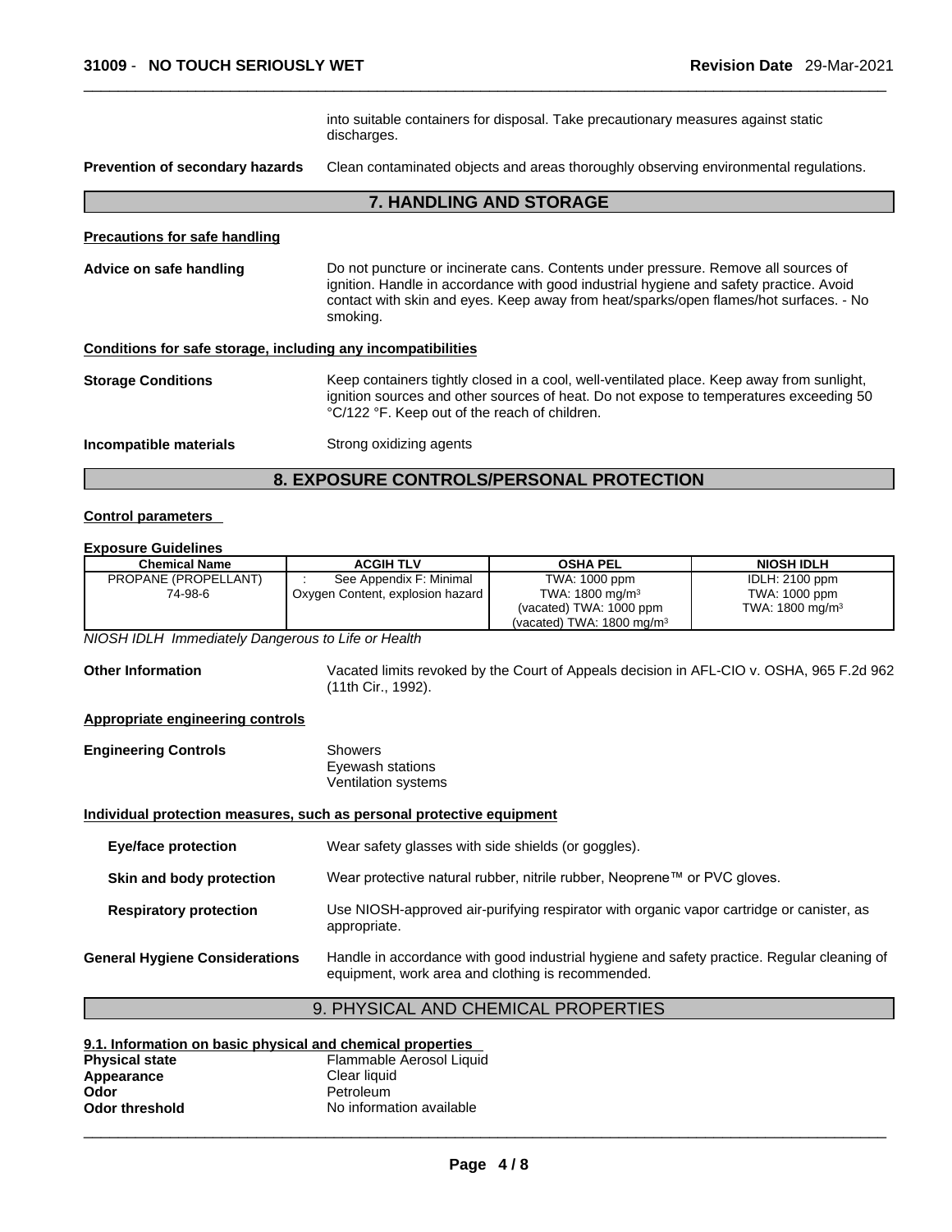into suitable containers for disposal. Take precautionary measures against static discharges.

**Prevention of secondary hazards** Clean contaminated objects and areas thoroughly observing environmental regulations.

## 7. HANDLING AND STORAGE

**Precautions for safe handling**

**Advice on safe handling** Do not puncture or incinerate cans. Contents under pressure. Remove all sources of ignition. Handle in accordance with good industrial hygiene and safety practice. Avoid contact with skin and eyes. Keep away from heat/sparks/open flames/hot surfaces. - No smoking.

**Conditions for safe storage, including any incompatibilities**

**Storage Conditions** Keep containers tightly closed in a cool, well-ventilated place. Keep away from sunlight, ignition sources and other sources of heat. Do not expose to temperatures exceeding 50 °C/122 °F. Keep out of the reach of children.

**Incompatible materials** Strong oxidizing agents

## 8. EXPOSURE CONTROLS/PERSONAL PROTECTION

**Control parameters**

**Exposure Guidelines**

| Chemical Name | ACGIH TLV | OSHA PEL | NIOSH IDLH |
|---|---|---|---|
| PROPANE (PROPELLANT)<br>74-98-6 | : See Appendix F: Minimal Oxygen Content, explosion hazard | TWA: 1000 ppm<br>TWA: 1800 mg/m³<br>(vacated) TWA: 1000 ppm<br>(vacated) TWA: 1800 mg/m³ | IDLH: 2100 ppm<br>TWA: 1000 ppm<br>TWA: 1800 mg/m³ |

*NIOSH IDLH Immediately Dangerous to Life or Health*

**Other Information** Vacated limits revoked by the Court of Appeals decision in AFL-CIO v. OSHA, 965 F.2d 962 (11th Cir., 1992).

**Appropriate engineering controls**

**Engineering Controls** Showers
Eyewash stations
Ventilation systems

**Individual protection measures, such as personal protective equipment**

**Eye/face protection** Wear safety glasses with side shields (or goggles).

**Skin and body protection** Wear protective natural rubber, nitrile rubber, Neoprene™ or PVC gloves.

**Respiratory protection** Use NIOSH-approved air-purifying respirator with organic vapor cartridge or canister, as appropriate.

**General Hygiene Considerations** Handle in accordance with good industrial hygiene and safety practice. Regular cleaning of equipment, work area and clothing is recommended.

## 9. PHYSICAL AND CHEMICAL PROPERTIES

**9.1. Information on basic physical and chemical properties**

**Physical state** Flammable Aerosol Liquid
**Appearance** Clear liquid
**Odor** Petroleum
**Odor threshold** No information available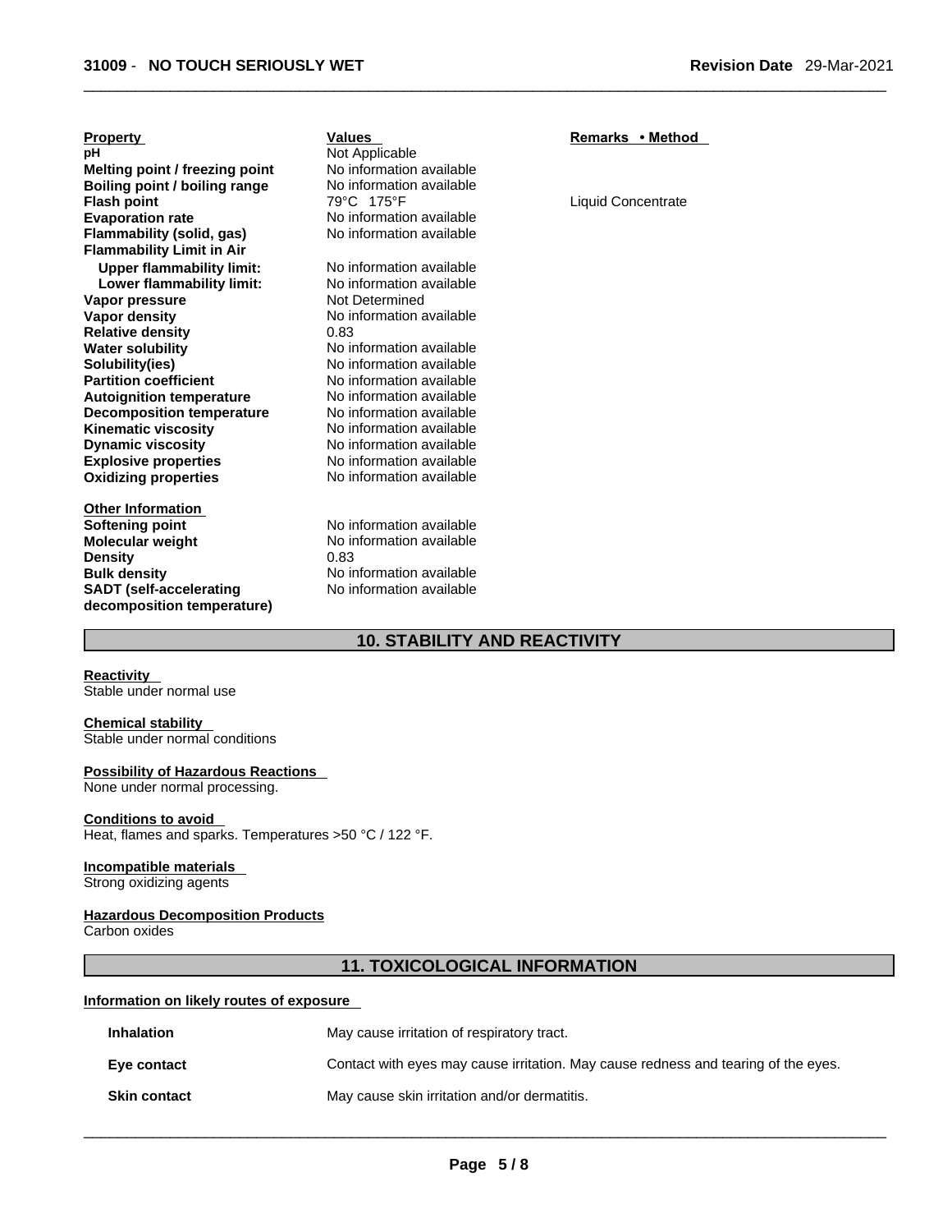| Property | Values | Remarks • Method |
|---|---|---|
| **pH** | Not Applicable | |
| **Melting point / freezing point** | No information available | |
| **Boiling point / boiling range** | No information available | |
| **Flash point** | 79°C 175°F | Liquid Concentrate |
| **Evaporation rate** | No information available | |
| **Flammability (solid, gas)** | No information available | |
| **Flammability Limit in Air** | | |
| **Upper flammability limit:** | No information available | |
| **Lower flammability limit:** | No information available | |
| **Vapor pressure** | Not Determined | |
| **Vapor density** | No information available | |
| **Relative density** | 0.83 | |
| **Water solubility** | No information available | |
| **Solubility(ies)** | No information available | |
| **Partition coefficient** | No information available | |
| **Autoignition temperature** | No information available | |
| **Decomposition temperature** | No information available | |
| **Kinematic viscosity** | No information available | |
| **Dynamic viscosity** | No information available | |
| **Explosive properties** | No information available | |
| **Oxidizing properties** | No information available | |

**Other Information**

| | |
|---|---|
| **Softening point** | No information available |
| **Molecular weight** | No information available |
| **Density** | 0.83 |
| **Bulk density** | No information available |
| **SADT (self-accelerating decomposition temperature)** | No information available |

## 10. STABILITY AND REACTIVITY

**Reactivity**
Stable under normal use

**Chemical stability**
Stable under normal conditions

**Possibility of Hazardous Reactions**
None under normal processing.

**Conditions to avoid**
Heat, flames and sparks. Temperatures >50 °C / 122 °F.

**Incompatible materials**
Strong oxidizing agents

**Hazardous Decomposition Products**
Carbon oxides

## 11. TOXICOLOGICAL INFORMATION

**Information on likely routes of exposure**

| | |
|---|---|
| **Inhalation** | May cause irritation of respiratory tract. |
| **Eye contact** | Contact with eyes may cause irritation. May cause redness and tearing of the eyes. |
| **Skin contact** | May cause skin irritation and/or dermatitis. |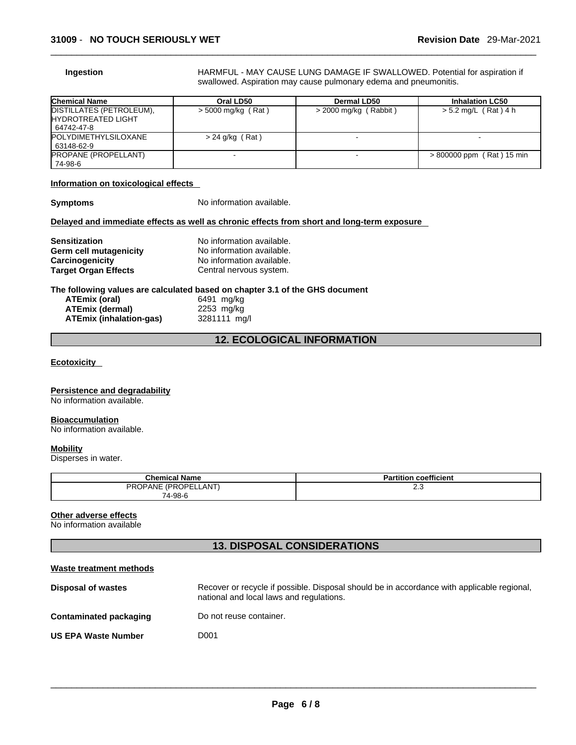**Ingestion** HARMFUL - MAY CAUSE LUNG DAMAGE IF SWALLOWED. Potential for aspiration if swallowed. Aspiration may cause pulmonary edema and pneumonitis.

| Chemical Name | Oral LD50 | Dermal LD50 | Inhalation LC50 |
|---|---|---|---|
| DISTILLATES (PETROLEUM), HYDROTREATED LIGHT 64742-47-8 | > 5000 mg/kg ( Rat ) | > 2000 mg/kg ( Rabbit ) | > 5.2 mg/L ( Rat ) 4 h |
| POLYDIMETHYLSILOXANE 63148-62-9 | > 24 g/kg ( Rat ) | - | - |
| PROPANE (PROPELLANT) 74-98-6 | - | - | > 800000 ppm ( Rat ) 15 min |

**Information on toxicological effects**

**Symptoms** No information available.

**Delayed and immediate effects as well as chronic effects from short and long-term exposure**

**Sensitization** No information available.
**Germ cell mutagenicity** No information available.
**Carcinogenicity** No information available.
**Target Organ Effects** Central nervous system.

**The following values are calculated based on chapter 3.1 of the GHS document**

**ATEmix (oral)** 6491 mg/kg
**ATEmix (dermal)** 2253 mg/kg
**ATEmix (inhalation-gas)** 3281111 mg/l

## 12. ECOLOGICAL INFORMATION

**Ecotoxicity**

**Persistence and degradability**
No information available.

**Bioaccumulation**
No information available.

**Mobility**
Disperses in water.

| Chemical Name | Partition coefficient |
|---|---|
| PROPANE (PROPELLANT) 74-98-6 | 2.3 |

**Other adverse effects**
No information available

## 13. DISPOSAL CONSIDERATIONS

**Waste treatment methods**

**Disposal of wastes** Recover or recycle if possible. Disposal should be in accordance with applicable regional, national and local laws and regulations.

**Contaminated packaging** Do not reuse container.

**US EPA Waste Number** D001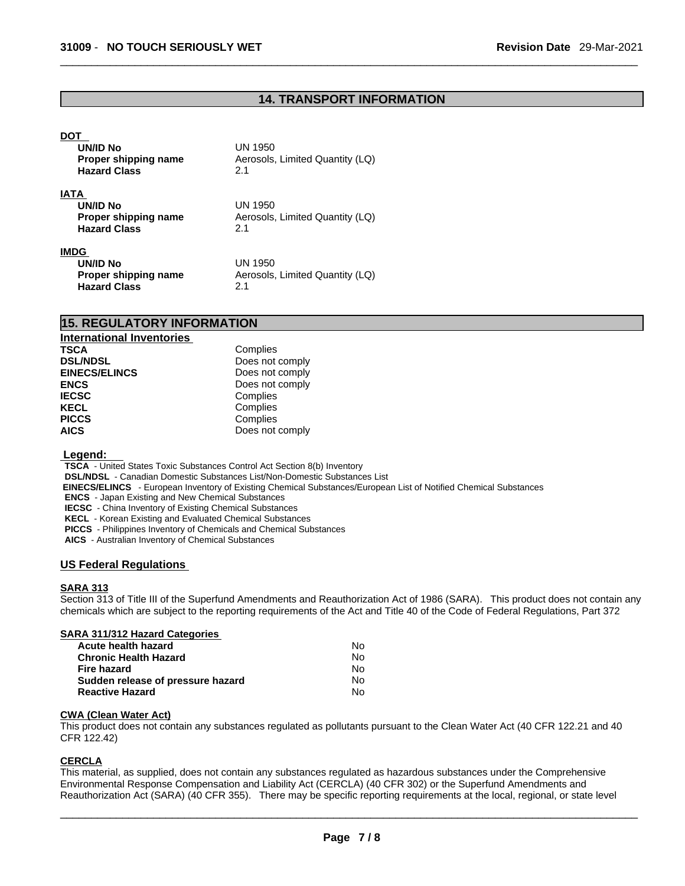## 14. TRANSPORT INFORMATION

**DOT**

| | |
|---|---|
| **UN/ID No** | UN 1950 |
| **Proper shipping name** | Aerosols, Limited Quantity (LQ) |
| **Hazard Class** | 2.1 |

**IATA**

| | |
|---|---|
| **UN/ID No** | UN 1950 |
| **Proper shipping name** | Aerosols, Limited Quantity (LQ) |
| **Hazard Class** | 2.1 |

**IMDG**

| | |
|---|---|
| **UN/ID No** | UN 1950 |
| **Proper shipping name** | Aerosols, Limited Quantity (LQ) |
| **Hazard Class** | 2.1 |

## 15. REGULATORY INFORMATION

**International Inventories**

| | |
|---|---|
| **TSCA** | Complies |
| **DSL/NDSL** | Does not comply |
| **EINECS/ELINCS** | Does not comply |
| **ENCS** | Does not comply |
| **IECSC** | Complies |
| **KECL** | Complies |
| **PICCS** | Complies |
| **AICS** | Does not comply |

**Legend:**

**TSCA** - United States Toxic Substances Control Act Section 8(b) Inventory
**DSL/NDSL** - Canadian Domestic Substances List/Non-Domestic Substances List
**EINECS/ELINCS** - European Inventory of Existing Chemical Substances/European List of Notified Chemical Substances
**ENCS** - Japan Existing and New Chemical Substances
**IECSC** - China Inventory of Existing Chemical Substances
**KECL** - Korean Existing and Evaluated Chemical Substances
**PICCS** - Philippines Inventory of Chemicals and Chemical Substances
**AICS** - Australian Inventory of Chemical Substances

### US Federal Regulations

**SARA 313**

Section 313 of Title III of the Superfund Amendments and Reauthorization Act of 1986 (SARA). This product does not contain any chemicals which are subject to the reporting requirements of the Act and Title 40 of the Code of Federal Regulations, Part 372

**SARA 311/312 Hazard Categories**

| | |
|---|---|
| **Acute health hazard** | No |
| **Chronic Health Hazard** | No |
| **Fire hazard** | No |
| **Sudden release of pressure hazard** | No |
| **Reactive Hazard** | No |

**CWA (Clean Water Act)**

This product does not contain any substances regulated as pollutants pursuant to the Clean Water Act (40 CFR 122.21 and 40 CFR 122.42)

**CERCLA**

This material, as supplied, does not contain any substances regulated as hazardous substances under the Comprehensive Environmental Response Compensation and Liability Act (CERCLA) (40 CFR 302) or the Superfund Amendments and Reauthorization Act (SARA) (40 CFR 355). There may be specific reporting requirements at the local, regional, or state level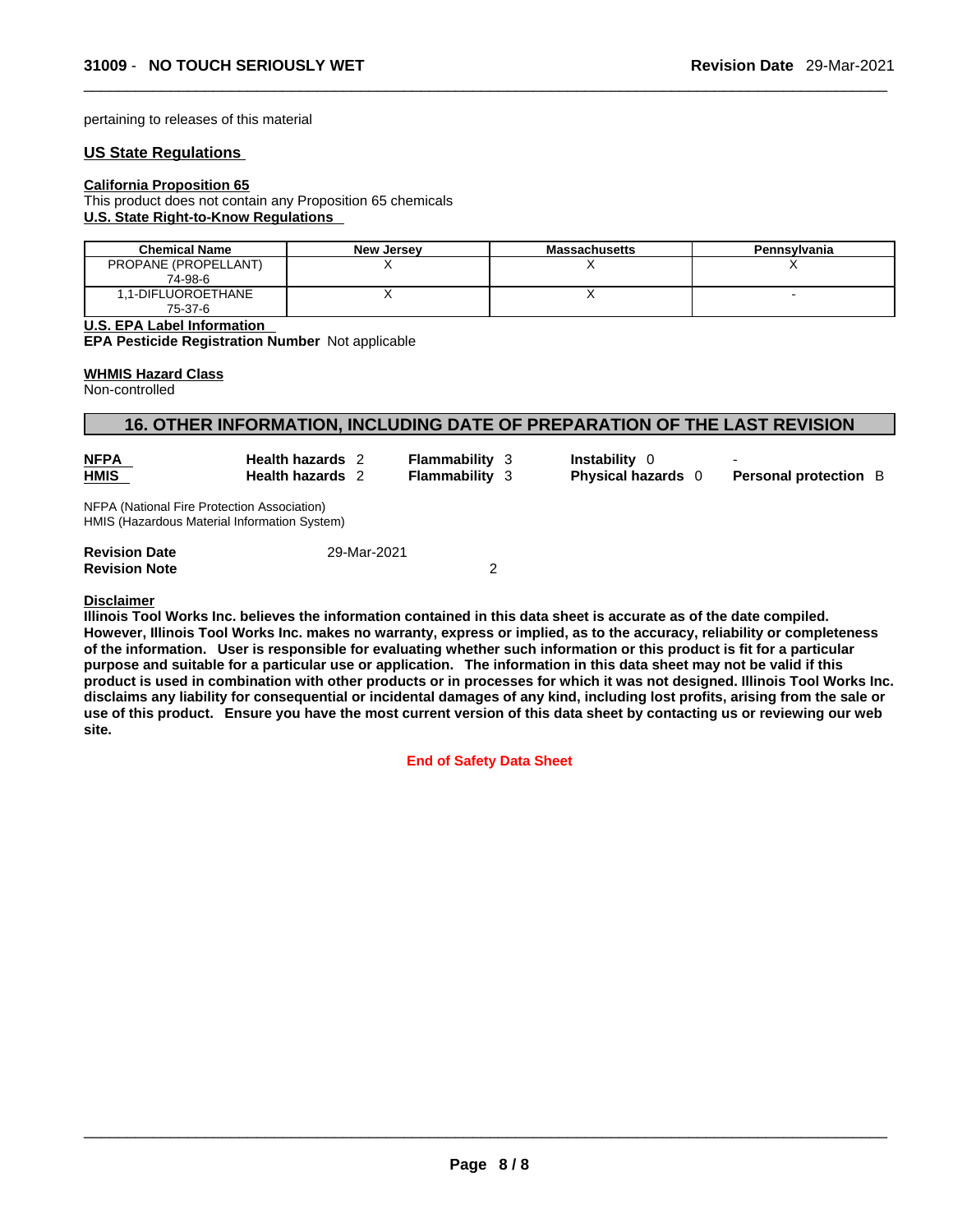pertaining to releases of this material

## US State Regulations

**California Proposition 65**

This product does not contain any Proposition 65 chemicals

**U.S. State Right-to-Know Regulations**

| Chemical Name | New Jersey | Massachusetts | Pennsylvania |
|---|---|---|---|
| PROPANE (PROPELLANT) 74-98-6 | X | X | X |
| 1,1-DIFLUOROETHANE 75-37-6 | X | X | - |

**U.S. EPA Label Information**

**EPA Pesticide Registration Number** Not applicable

**WHMIS Hazard Class**

Non-controlled

## 16. OTHER INFORMATION, INCLUDING DATE OF PREPARATION OF THE LAST REVISION

| | | | | |
|---|---|---|---|---|
| **NFPA** | **Health hazards** 2 | **Flammability** 3 | **Instability** 0 | - |
| **HMIS** | **Health hazards** 2 | **Flammability** 3 | **Physical hazards** 0 | **Personal protection** B |

NFPA (National Fire Protection Association)
HMIS (Hazardous Material Information System)

**Revision Date** 29-Mar-2021
**Revision Note** 2

**Disclaimer**

**Illinois Tool Works Inc. believes the information contained in this data sheet is accurate as of the date compiled. However, Illinois Tool Works Inc. makes no warranty, express or implied, as to the accuracy, reliability or completeness of the information. User is responsible for evaluating whether such information or this product is fit for a particular purpose and suitable for a particular use or application. The information in this data sheet may not be valid if this product is used in combination with other products or in processes for which it was not designed. Illinois Tool Works Inc. disclaims any liability for consequential or incidental damages of any kind, including lost profits, arising from the sale or use of this product. Ensure you have the most current version of this data sheet by contacting us or reviewing our web site.**

**End of Safety Data Sheet**